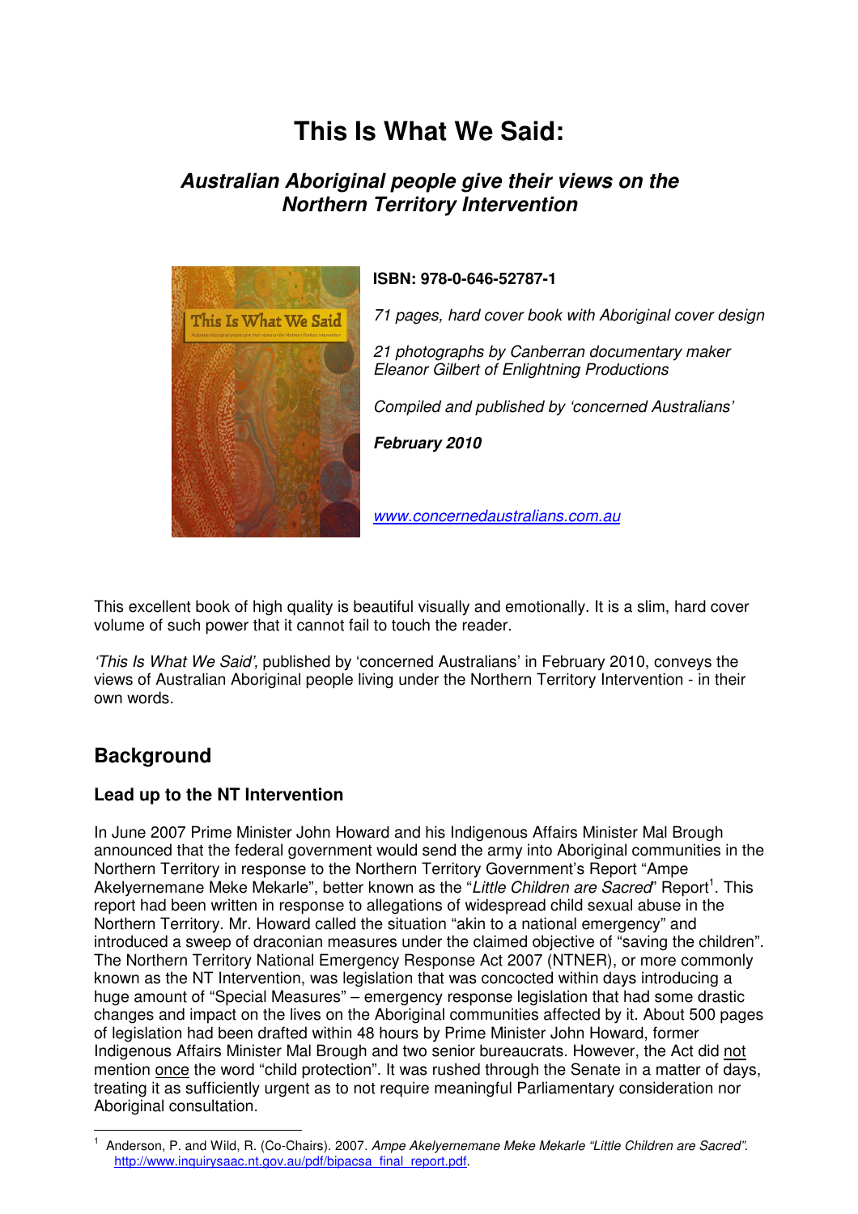# This Is What We Said:

## *Australian Aboriginal people give their views on the Northern Territory Intervention*

**ISBN: 978-0-646-52787-1**

*71 pages, hard cover book with Aboriginal cover design*

*21 photographs by Canberran documentary maker Eleanor Gilbert of Enlightning Productions*

*Compiled and published by 'concerned Australians'*

***February 2010***

www.concernedaustralians.com.au

This excellent book of high quality is beautiful visually and emotionally. It is a slim, hard cover volume of such power that it cannot fail to touch the reader.

*'This Is What We Said',* published by 'concerned Australians' in February 2010, conveys the views of Australian Aboriginal people living under the Northern Territory Intervention - in their own words.

## Background

### Lead up to the NT Intervention

In June 2007 Prime Minister John Howard and his Indigenous Affairs Minister Mal Brough announced that the federal government would send the army into Aboriginal communities in the Northern Territory in response to the Northern Territory Government's Report "Ampe Akelyernemane Meke Mekarle", better known as the "*Little Children are Sacred*" Report[1]. This report had been written in response to allegations of widespread child sexual abuse in the Northern Territory. Mr. Howard called the situation "akin to a national emergency" and introduced a sweep of draconian measures under the claimed objective of "saving the children". The Northern Territory National Emergency Response Act 2007 (NTNER), or more commonly known as the NT Intervention, was legislation that was concocted within days introducing a huge amount of "Special Measures" – emergency response legislation that had some drastic changes and impact on the lives on the Aboriginal communities affected by it. About 500 pages of legislation had been drafted within 48 hours by Prime Minister John Howard, former Indigenous Affairs Minister Mal Brough and two senior bureaucrats. However, the Act did not mention once the word "child protection". It was rushed through the Senate in a matter of days, treating it as sufficiently urgent as to not require meaningful Parliamentary consideration nor Aboriginal consultation.

[1] Anderson, P. and Wild, R. (Co-Chairs). 2007. *Ampe Akelyernemane Meke Mekarle "Little Children are Sacred".* http://www.inquirysaac.nt.gov.au/pdf/bipacsa_final_report.pdf.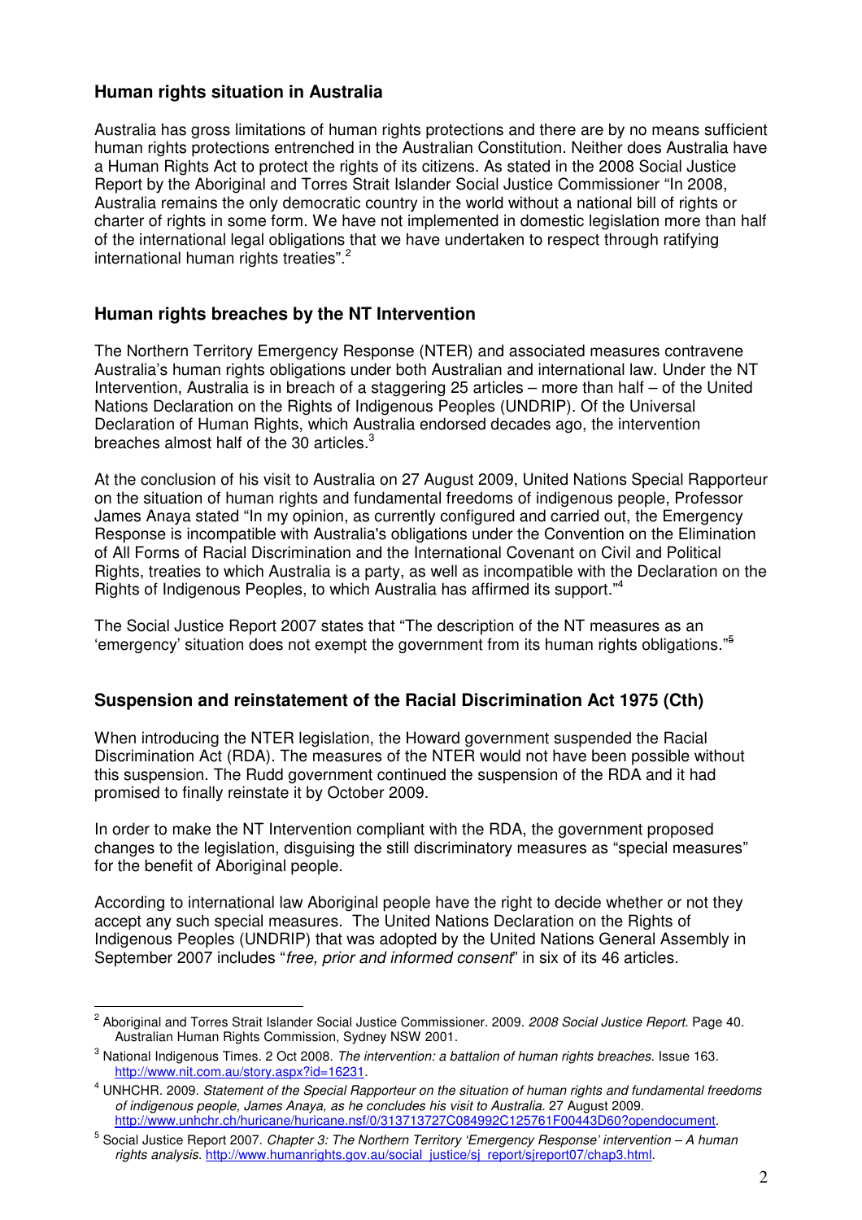## Human rights situation in Australia

Australia has gross limitations of human rights protections and there are by no means sufficient human rights protections entrenched in the Australian Constitution. Neither does Australia have a Human Rights Act to protect the rights of its citizens. As stated in the 2008 Social Justice Report by the Aboriginal and Torres Strait Islander Social Justice Commissioner "In 2008, Australia remains the only democratic country in the world without a national bill of rights or charter of rights in some form. We have not implemented in domestic legislation more than half of the international legal obligations that we have undertaken to respect through ratifying international human rights treaties".[2]

## Human rights breaches by the NT Intervention

The Northern Territory Emergency Response (NTER) and associated measures contravene Australia's human rights obligations under both Australian and international law. Under the NT Intervention, Australia is in breach of a staggering 25 articles – more than half – of the United Nations Declaration on the Rights of Indigenous Peoples (UNDRIP). Of the Universal Declaration of Human Rights, which Australia endorsed decades ago, the intervention breaches almost half of the 30 articles.[3]

At the conclusion of his visit to Australia on 27 August 2009, United Nations Special Rapporteur on the situation of human rights and fundamental freedoms of indigenous people, Professor James Anaya stated "In my opinion, as currently configured and carried out, the Emergency Response is incompatible with Australia's obligations under the Convention on the Elimination of All Forms of Racial Discrimination and the International Covenant on Civil and Political Rights, treaties to which Australia is a party, as well as incompatible with the Declaration on the Rights of Indigenous Peoples, to which Australia has affirmed its support."[4]

The Social Justice Report 2007 states that "The description of the NT measures as an 'emergency' situation does not exempt the government from its human rights obligations."[5]

## Suspension and reinstatement of the Racial Discrimination Act 1975 (Cth)

When introducing the NTER legislation, the Howard government suspended the Racial Discrimination Act (RDA). The measures of the NTER would not have been possible without this suspension. The Rudd government continued the suspension of the RDA and it had promised to finally reinstate it by October 2009.

In order to make the NT Intervention compliant with the RDA, the government proposed changes to the legislation, disguising the still discriminatory measures as "special measures" for the benefit of Aboriginal people.

According to international law Aboriginal people have the right to decide whether or not they accept any such special measures. The United Nations Declaration on the Rights of Indigenous Peoples (UNDRIP) that was adopted by the United Nations General Assembly in September 2007 includes "*free, prior and informed consent*" in six of its 46 articles.

---

[2] Aboriginal and Torres Strait Islander Social Justice Commissioner. 2009. *2008 Social Justice Report.* Page 40. Australian Human Rights Commission, Sydney NSW 2001.

[3] National Indigenous Times. 2 Oct 2008. *The intervention: a battalion of human rights breaches.* Issue 163. http://www.nit.com.au/story.aspx?id=16231.

[4] UNHCHR. 2009. *Statement of the Special Rapporteur on the situation of human rights and fundamental freedoms of indigenous people, James Anaya, as he concludes his visit to Australia.* 27 August 2009. http://www.unhchr.ch/huricane/huricane.nsf/0/313713727C084992C125761F00443D60?opendocument.

[5] Social Justice Report 2007. *Chapter 3: The Northern Territory 'Emergency Response' intervention – A human rights analysis.* http://www.humanrights.gov.au/social_justice/sj_report/sjreport07/chap3.html.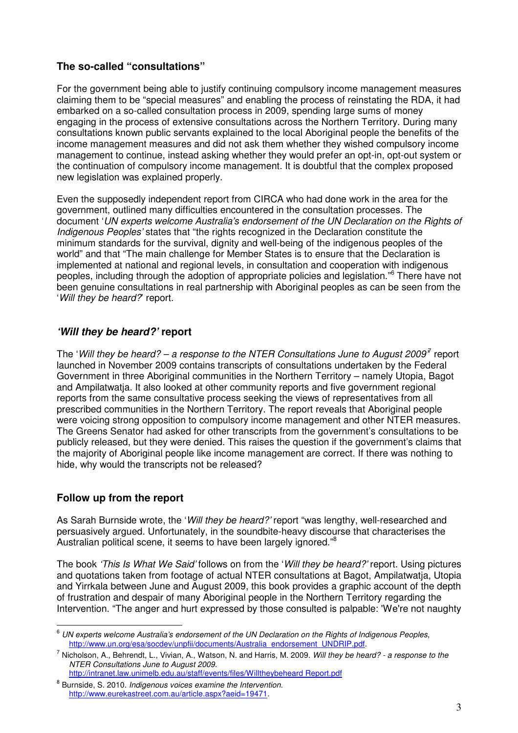### The so-called "consultations"

For the government being able to justify continuing compulsory income management measures claiming them to be "special measures" and enabling the process of reinstating the RDA, it had embarked on a so-called consultation process in 2009, spending large sums of money engaging in the process of extensive consultations across the Northern Territory. During many consultations known public servants explained to the local Aboriginal people the benefits of the income management measures and did not ask them whether they wished compulsory income management to continue, instead asking whether they would prefer an opt-in, opt-out system or the continuation of compulsory income management. It is doubtful that the complex proposed new legislation was explained properly.

Even the supposedly independent report from CIRCA who had done work in the area for the government, outlined many difficulties encountered in the consultation processes. The document '*UN experts welcome Australia's endorsement of the UN Declaration on the Rights of Indigenous Peoples*' states that "the rights recognized in the Declaration constitute the minimum standards for the survival, dignity and well-being of the indigenous peoples of the world" and that "The main challenge for Member States is to ensure that the Declaration is implemented at national and regional levels, in consultation and cooperation with indigenous peoples, including through the adoption of appropriate policies and legislation."[6] There have not been genuine consultations in real partnership with Aboriginal peoples as can be seen from the '*Will they be heard?*' report.

### *'Will they be heard?'* report

The '*Will they be heard? – a response to the NTER Consultations June to August 2009*'[7] report launched in November 2009 contains transcripts of consultations undertaken by the Federal Government in three Aboriginal communities in the Northern Territory – namely Utopia, Bagot and Ampilatwatja. It also looked at other community reports and five government regional reports from the same consultative process seeking the views of representatives from all prescribed communities in the Northern Territory. The report reveals that Aboriginal people were voicing strong opposition to compulsory income management and other NTER measures. The Greens Senator had asked for other transcripts from the government's consultations to be publicly released, but they were denied. This raises the question if the government's claims that the majority of Aboriginal people like income management are correct. If there was nothing to hide, why would the transcripts not be released?

### Follow up from the report

As Sarah Burnside wrote, the '*Will they be heard?*' report "was lengthy, well-researched and persuasively argued. Unfortunately, in the soundbite-heavy discourse that characterises the Australian political scene, it seems to have been largely ignored."[8]

The book *'This Is What We Said'* follows on from the '*Will they be heard?*' report. Using pictures and quotations taken from footage of actual NTER consultations at Bagot, Ampilatwatja, Utopia and Yirrkala between June and August 2009, this book provides a graphic account of the depth of frustration and despair of many Aboriginal people in the Northern Territory regarding the Intervention. "The anger and hurt expressed by those consulted is palpable: 'We're not naughty

---

[6] *UN experts welcome Australia's endorsement of the UN Declaration on the Rights of Indigenous Peoples*, http://www.un.org/esa/socdev/unpfii/documents/Australia_endorsement_UNDRIP.pdf.

[7] Nicholson, A., Behrendt, L., Vivian, A., Watson, N. and Harris, M. 2009. *Will they be heard? - a response to the NTER Consultations June to August 2009*. http://intranet.law.unimelb.edu.au/staff/events/files/Willtheybeheard Report.pdf

[8] Burnside, S. 2010. *Indigenous voices examine the Intervention*. http://www.eurekastreet.com.au/article.aspx?aeid=19471.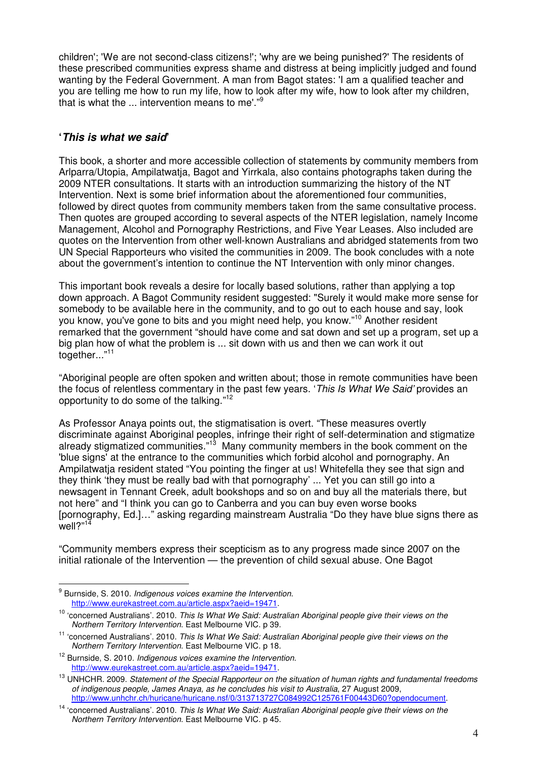children'; 'We are not second-class citizens!'; 'why are we being punished?' The residents of these prescribed communities express shame and distress at being implicitly judged and found wanting by the Federal Government. A man from Bagot states: 'I am a qualified teacher and you are telling me how to run my life, how to look after my wife, how to look after my children, that is what the ... intervention means to me'."[9]

## '*This is what we said*'

This book, a shorter and more accessible collection of statements by community members from Arlparra/Utopia, Ampilatwatja, Bagot and Yirrkala, also contains photographs taken during the 2009 NTER consultations. It starts with an introduction summarizing the history of the NT Intervention. Next is some brief information about the aforementioned four communities, followed by direct quotes from community members taken from the same consultative process. Then quotes are grouped according to several aspects of the NTER legislation, namely Income Management, Alcohol and Pornography Restrictions, and Five Year Leases. Also included are quotes on the Intervention from other well-known Australians and abridged statements from two UN Special Rapporteurs who visited the communities in 2009. The book concludes with a note about the government's intention to continue the NT Intervention with only minor changes.

This important book reveals a desire for locally based solutions, rather than applying a top down approach. A Bagot Community resident suggested: "Surely it would make more sense for somebody to be available here in the community, and to go out to each house and say, look you know, you've gone to bits and you might need help, you know."[10] Another resident remarked that the government "should have come and sat down and set up a program, set up a big plan how of what the problem is ... sit down with us and then we can work it out together..."[11]

"Aboriginal people are often spoken and written about; those in remote communities have been the focus of relentless commentary in the past few years. '*This Is What We Said'* provides an opportunity to do some of the talking."[12]

As Professor Anaya points out, the stigmatisation is overt. "These measures overtly discriminate against Aboriginal peoples, infringe their right of self-determination and stigmatize already stigmatized communities."[13] Many community members in the book comment on the 'blue signs' at the entrance to the communities which forbid alcohol and pornography. An Ampilatwatja resident stated "You pointing the finger at us! Whitefella they see that sign and they think 'they must be really bad with that pornography' ... Yet you can still go into a newsagent in Tennant Creek, adult bookshops and so on and buy all the materials there, but not here" and "I think you can go to Canberra and you can buy even worse books [pornography, Ed.]…" asking regarding mainstream Australia "Do they have blue signs there as well?"[14]

"Community members express their scepticism as to any progress made since 2007 on the initial rationale of the Intervention — the prevention of child sexual abuse. One Bagot

---

[9] Burnside, S. 2010. *Indigenous voices examine the Intervention.* http://www.eurekastreet.com.au/article.aspx?aeid=19471.

[10] 'concerned Australians'. 2010. *This Is What We Said: Australian Aboriginal people give their views on the Northern Territory Intervention.* East Melbourne VIC. p 39.

[11] 'concerned Australians'. 2010. *This Is What We Said: Australian Aboriginal people give their views on the Northern Territory Intervention.* East Melbourne VIC. p 18.

[12] Burnside, S. 2010. *Indigenous voices examine the Intervention.* http://www.eurekastreet.com.au/article.aspx?aeid=19471.

[13] UNHCHR. 2009. *Statement of the Special Rapporteur on the situation of human rights and fundamental freedoms of indigenous people, James Anaya, as he concludes his visit to Australia*, 27 August 2009, http://www.unhchr.ch/huricane/huricane.nsf/0/313713727C084992C125761F00443D60?opendocument.

[14] 'concerned Australians'. 2010. *This Is What We Said: Australian Aboriginal people give their views on the Northern Territory Intervention.* East Melbourne VIC. p 45.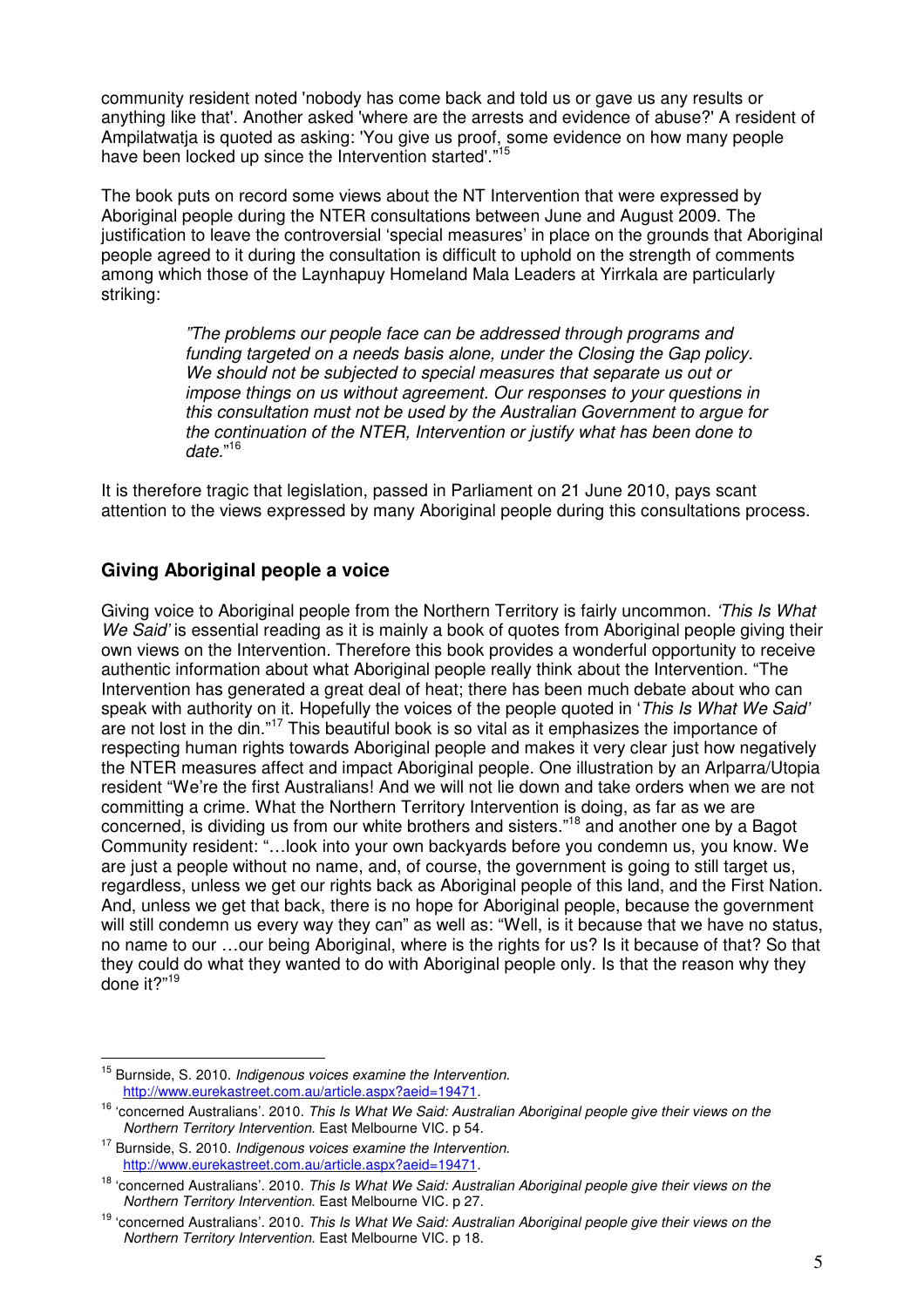community resident noted 'nobody has come back and told us or gave us any results or anything like that'. Another asked 'where are the arrests and evidence of abuse?' A resident of Ampilatwatja is quoted as asking: 'You give us proof, some evidence on how many people have been locked up since the Intervention started'."[15]

The book puts on record some views about the NT Intervention that were expressed by Aboriginal people during the NTER consultations between June and August 2009. The justification to leave the controversial 'special measures' in place on the grounds that Aboriginal people agreed to it during the consultation is difficult to uphold on the strength of comments among which those of the Laynhapuy Homeland Mala Leaders at Yirrkala are particularly striking:

> *"The problems our people face can be addressed through programs and funding targeted on a needs basis alone, under the Closing the Gap policy. We should not be subjected to special measures that separate us out or impose things on us without agreement. Our responses to your questions in this consultation must not be used by the Australian Government to argue for the continuation of the NTER, Intervention or justify what has been done to date.*"[16]

It is therefore tragic that legislation, passed in Parliament on 21 June 2010, pays scant attention to the views expressed by many Aboriginal people during this consultations process.

## Giving Aboriginal people a voice

Giving voice to Aboriginal people from the Northern Territory is fairly uncommon. *'This Is What We Said'* is essential reading as it is mainly a book of quotes from Aboriginal people giving their own views on the Intervention. Therefore this book provides a wonderful opportunity to receive authentic information about what Aboriginal people really think about the Intervention. "The Intervention has generated a great deal of heat; there has been much debate about who can speak with authority on it. Hopefully the voices of the people quoted in '*This Is What We Said'* are not lost in the din."[17] This beautiful book is so vital as it emphasizes the importance of respecting human rights towards Aboriginal people and makes it very clear just how negatively the NTER measures affect and impact Aboriginal people. One illustration by an Arlparra/Utopia resident "We're the first Australians! And we will not lie down and take orders when we are not committing a crime. What the Northern Territory Intervention is doing, as far as we are concerned, is dividing us from our white brothers and sisters."[18] and another one by a Bagot Community resident: "…look into your own backyards before you condemn us, you know. We are just a people without no name, and, of course, the government is going to still target us, regardless, unless we get our rights back as Aboriginal people of this land, and the First Nation. And, unless we get that back, there is no hope for Aboriginal people, because the government will still condemn us every way they can" as well as: "Well, is it because that we have no status, no name to our …our being Aboriginal, where is the rights for us? Is it because of that? So that they could do what they wanted to do with Aboriginal people only. Is that the reason why they done it?"[19]

---

[15] Burnside, S. 2010. *Indigenous voices examine the Intervention.* http://www.eurekastreet.com.au/article.aspx?aeid=19471.

[16] 'concerned Australians'. 2010. *This Is What We Said: Australian Aboriginal people give their views on the Northern Territory Intervention.* East Melbourne VIC. p 54.

[17] Burnside, S. 2010. *Indigenous voices examine the Intervention.* http://www.eurekastreet.com.au/article.aspx?aeid=19471.

[18] 'concerned Australians'. 2010. *This Is What We Said: Australian Aboriginal people give their views on the Northern Territory Intervention.* East Melbourne VIC. p 27.

[19] 'concerned Australians'. 2010. *This Is What We Said: Australian Aboriginal people give their views on the Northern Territory Intervention.* East Melbourne VIC. p 18.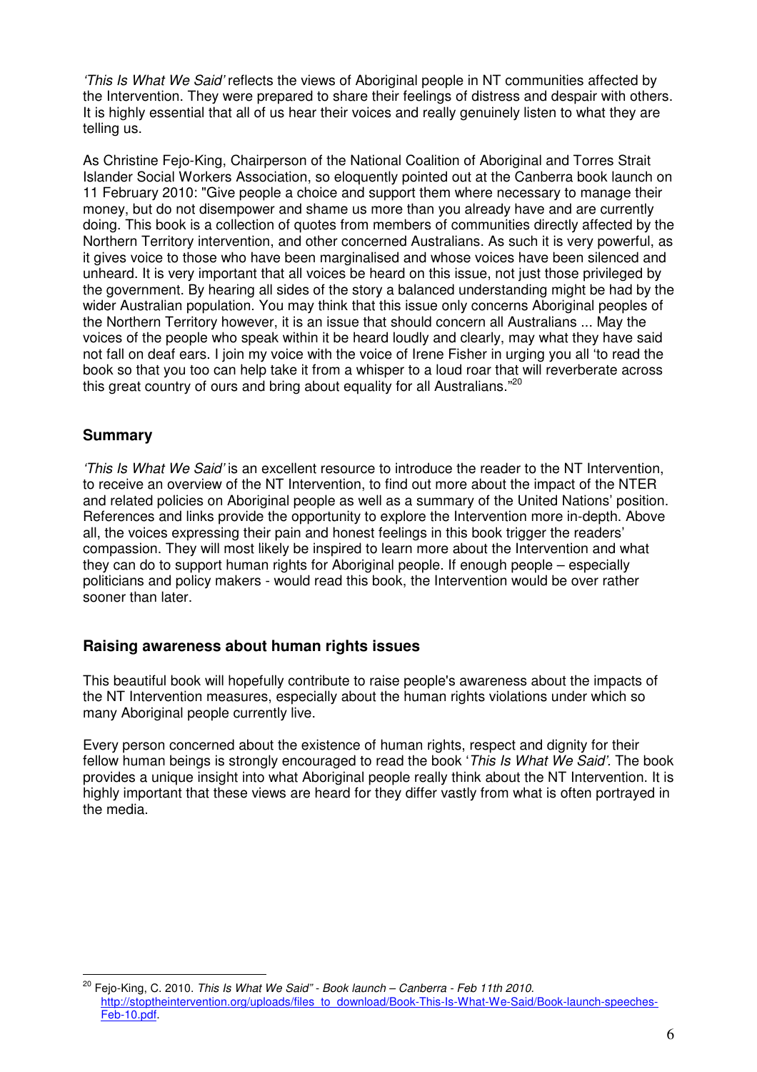*'This Is What We Said'* reflects the views of Aboriginal people in NT communities affected by the Intervention. They were prepared to share their feelings of distress and despair with others. It is highly essential that all of us hear their voices and really genuinely listen to what they are telling us.

As Christine Fejo-King, Chairperson of the National Coalition of Aboriginal and Torres Strait Islander Social Workers Association, so eloquently pointed out at the Canberra book launch on 11 February 2010: "Give people a choice and support them where necessary to manage their money, but do not disempower and shame us more than you already have and are currently doing. This book is a collection of quotes from members of communities directly affected by the Northern Territory intervention, and other concerned Australians. As such it is very powerful, as it gives voice to those who have been marginalised and whose voices have been silenced and unheard. It is very important that all voices be heard on this issue, not just those privileged by the government. By hearing all sides of the story a balanced understanding might be had by the wider Australian population. You may think that this issue only concerns Aboriginal peoples of the Northern Territory however, it is an issue that should concern all Australians ... May the voices of the people who speak within it be heard loudly and clearly, may what they have said not fall on deaf ears. I join my voice with the voice of Irene Fisher in urging you all 'to read the book so that you too can help take it from a whisper to a loud roar that will reverberate across this great country of ours and bring about equality for all Australians."[20]

## Summary

*'This Is What We Said'* is an excellent resource to introduce the reader to the NT Intervention, to receive an overview of the NT Intervention, to find out more about the impact of the NTER and related policies on Aboriginal people as well as a summary of the United Nations' position. References and links provide the opportunity to explore the Intervention more in-depth. Above all, the voices expressing their pain and honest feelings in this book trigger the readers' compassion. They will most likely be inspired to learn more about the Intervention and what they can do to support human rights for Aboriginal people. If enough people – especially politicians and policy makers - would read this book, the Intervention would be over rather sooner than later.

## Raising awareness about human rights issues

This beautiful book will hopefully contribute to raise people's awareness about the impacts of the NT Intervention measures, especially about the human rights violations under which so many Aboriginal people currently live.

Every person concerned about the existence of human rights, respect and dignity for their fellow human beings is strongly encouraged to read the book '*This Is What We Said'*. The book provides a unique insight into what Aboriginal people really think about the NT Intervention. It is highly important that these views are heard for they differ vastly from what is often portrayed in the media.

---

[20] Fejo-King, C. 2010. *This Is What We Said" - Book launch – Canberra - Feb 11th 2010*. http://stoptheintervention.org/uploads/files_to_download/Book-This-Is-What-We-Said/Book-launch-speeches-Feb-10.pdf.